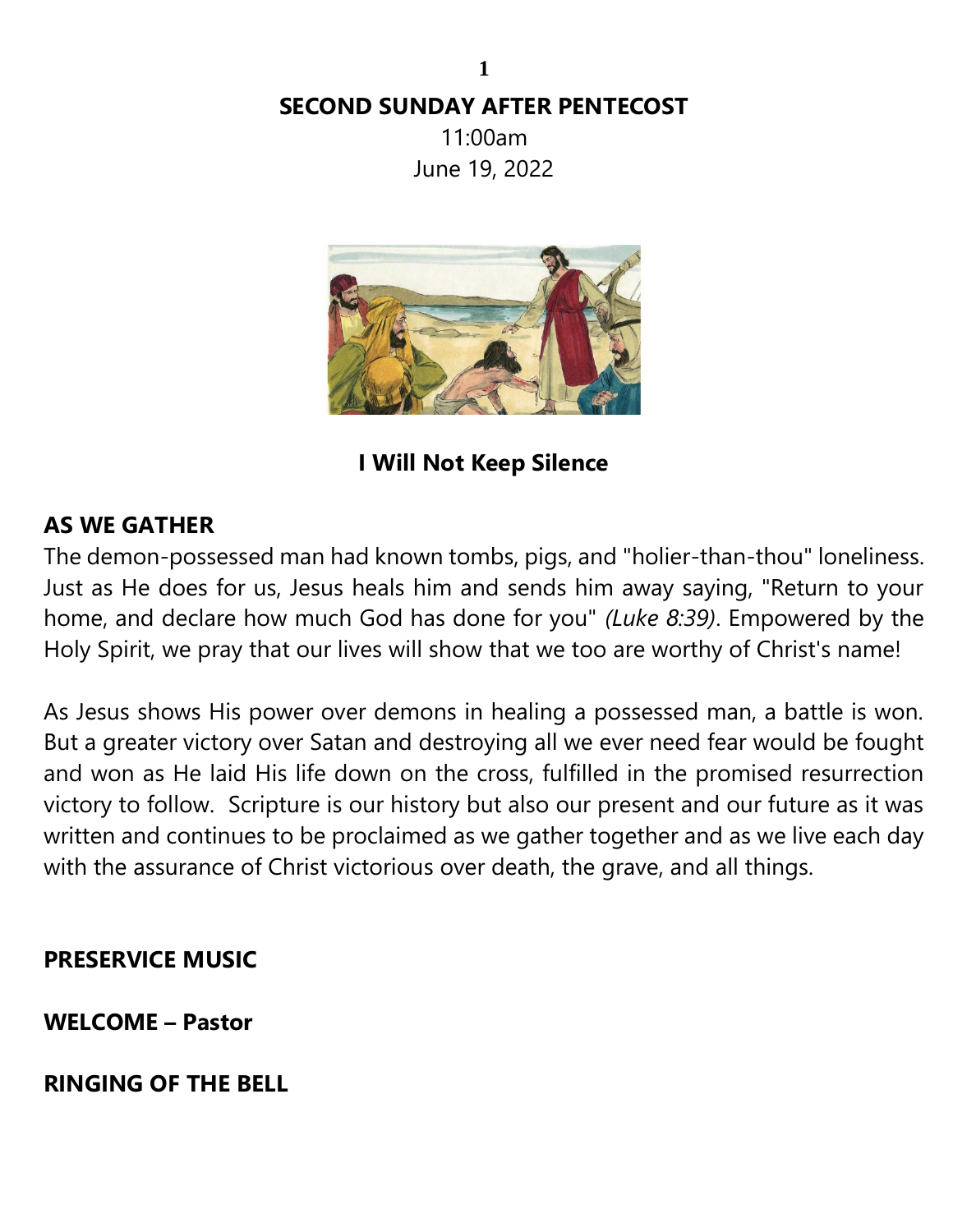# SECOND SUNDAY AFTER PENTECOST

11:00am
June 19, 2022

**I Will Not Keep Silence**

## AS WE GATHER

The demon-possessed man had known tombs, pigs, and "holier-than-thou" loneliness. Just as He does for us, Jesus heals him and sends him away saying, "Return to your home, and declare how much God has done for you" *(Luke 8:39)*. Empowered by the Holy Spirit, we pray that our lives will show that we too are worthy of Christ's name!

As Jesus shows His power over demons in healing a possessed man, a battle is won. But a greater victory over Satan and destroying all we ever need fear would be fought and won as He laid His life down on the cross, fulfilled in the promised resurrection victory to follow. Scripture is our history but also our present and our future as it was written and continues to be proclaimed as we gather together and as we live each day with the assurance of Christ victorious over death, the grave, and all things.

**PRESERVICE MUSIC**

**WELCOME – Pastor**

**RINGING OF THE BELL**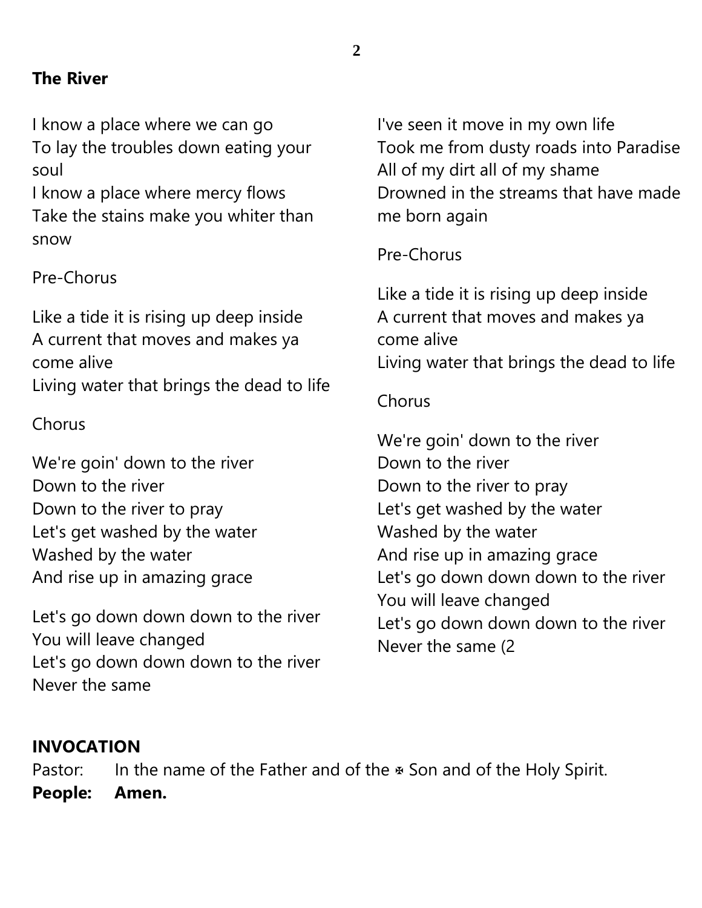**The River**

I know a place where we can go
To lay the troubles down eating your soul
I know a place where mercy flows
Take the stains make you whiter than snow

Pre-Chorus

Like a tide it is rising up deep inside
A current that moves and makes ya come alive
Living water that brings the dead to life

Chorus

We're goin' down to the river
Down to the river
Down to the river to pray
Let's get washed by the water
Washed by the water
And rise up in amazing grace

Let's go down down down to the river
You will leave changed
Let's go down down down to the river
Never the same

I've seen it move in my own life
Took me from dusty roads into Paradise
All of my dirt all of my shame
Drowned in the streams that have made me born again

Pre-Chorus

Like a tide it is rising up deep inside
A current that moves and makes ya come alive
Living water that brings the dead to life

Chorus

We're goin' down to the river
Down to the river
Down to the river to pray
Let's get washed by the water
Washed by the water
And rise up in amazing grace
Let's go down down down to the river
You will leave changed
Let's go down down down to the river
Never the same (2

**INVOCATION**

Pastor: In the name of the Father and of the ✠ Son and of the Holy Spirit.

**People: Amen.**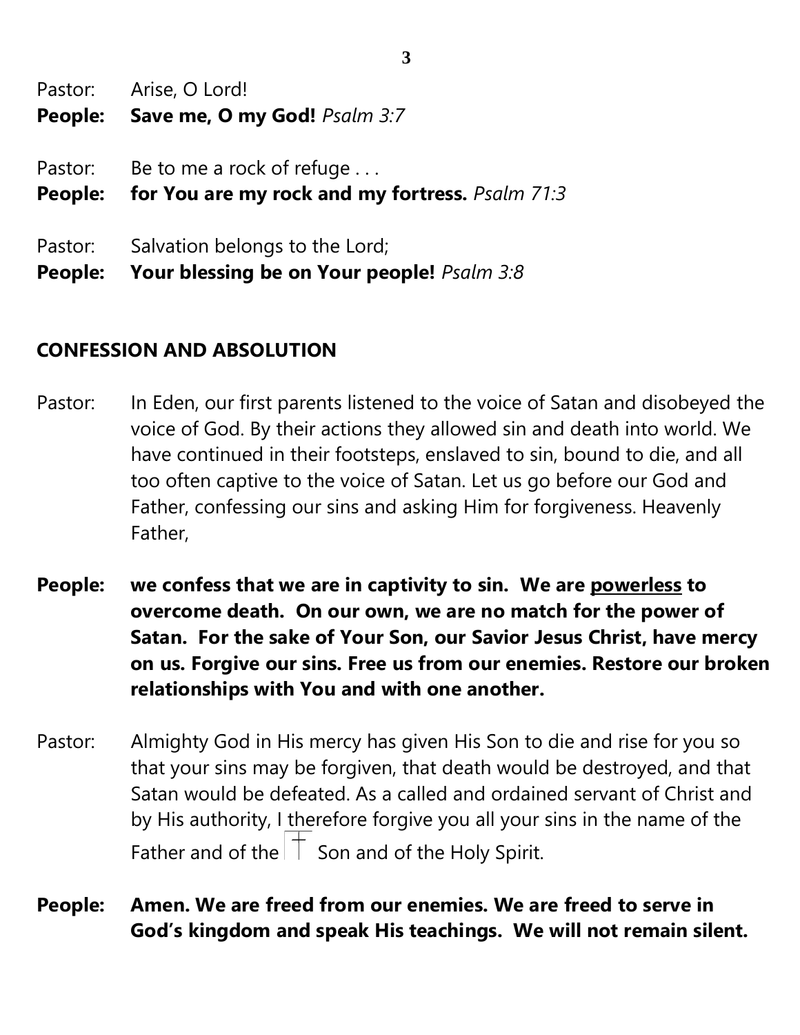Pastor: Arise, O Lord!

**People: Save me, O my God!** *Psalm 3:7*

Pastor: Be to me a rock of refuge . . .

**People: for You are my rock and my fortress.** *Psalm 71:3*

Pastor: Salvation belongs to the Lord;

**People: Your blessing be on Your people!** *Psalm 3:8*

## CONFESSION AND ABSOLUTION

Pastor: In Eden, our first parents listened to the voice of Satan and disobeyed the voice of God. By their actions they allowed sin and death into world. We have continued in their footsteps, enslaved to sin, bound to die, and all too often captive to the voice of Satan. Let us go before our God and Father, confessing our sins and asking Him for forgiveness. Heavenly Father,

**People: we confess that we are in captivity to sin. We are <u>powerless</u> to overcome death. On our own, we are no match for the power of Satan. For the sake of Your Son, our Savior Jesus Christ, have mercy on us. Forgive our sins. Free us from our enemies. Restore our broken relationships with You and with one another.**

Pastor: Almighty God in His mercy has given His Son to die and rise for you so that your sins may be forgiven, that death would be destroyed, and that Satan would be defeated. As a called and ordained servant of Christ and by His authority, I therefore forgive you all your sins in the name of the Father and of the ☩ Son and of the Holy Spirit.

**People: Amen. We are freed from our enemies. We are freed to serve in God's kingdom and speak His teachings. We will not remain silent.**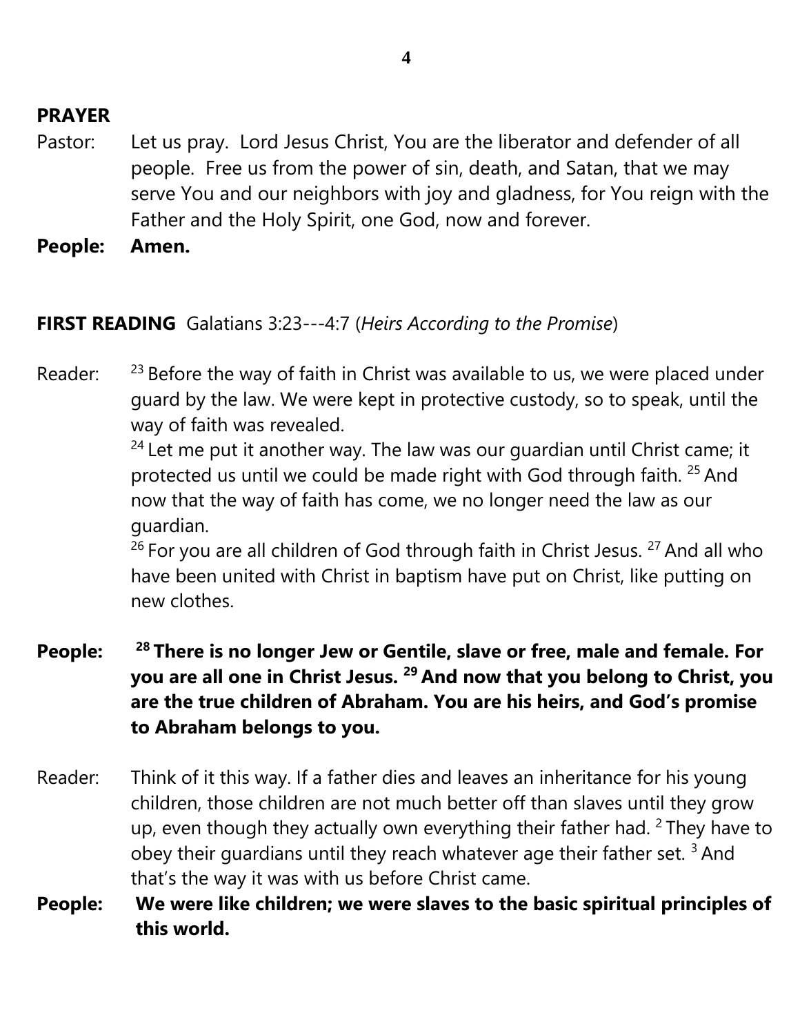**PRAYER**

Pastor: Let us pray. Lord Jesus Christ, You are the liberator and defender of all people. Free us from the power of sin, death, and Satan, that we may serve You and our neighbors with joy and gladness, for You reign with the Father and the Holy Spirit, one God, now and forever.

**People: Amen.**

**FIRST READING** Galatians 3:23---4:7 (*Heirs According to the Promise*)

Reader: [23] Before the way of faith in Christ was available to us, we were placed under guard by the law. We were kept in protective custody, so to speak, until the way of faith was revealed.

[24] Let me put it another way. The law was our guardian until Christ came; it protected us until we could be made right with God through faith. [25] And now that the way of faith has come, we no longer need the law as our guardian.

[26] For you are all children of God through faith in Christ Jesus. [27] And all who have been united with Christ in baptism have put on Christ, like putting on new clothes.

**People: [28] There is no longer Jew or Gentile, slave or free, male and female. For you are all one in Christ Jesus. [29] And now that you belong to Christ, you are the true children of Abraham. You are his heirs, and God's promise to Abraham belongs to you.**

Reader: Think of it this way. If a father dies and leaves an inheritance for his young children, those children are not much better off than slaves until they grow up, even though they actually own everything their father had. [2] They have to obey their guardians until they reach whatever age their father set. [3] And that's the way it was with us before Christ came.

**People: We were like children; we were slaves to the basic spiritual principles of this world.**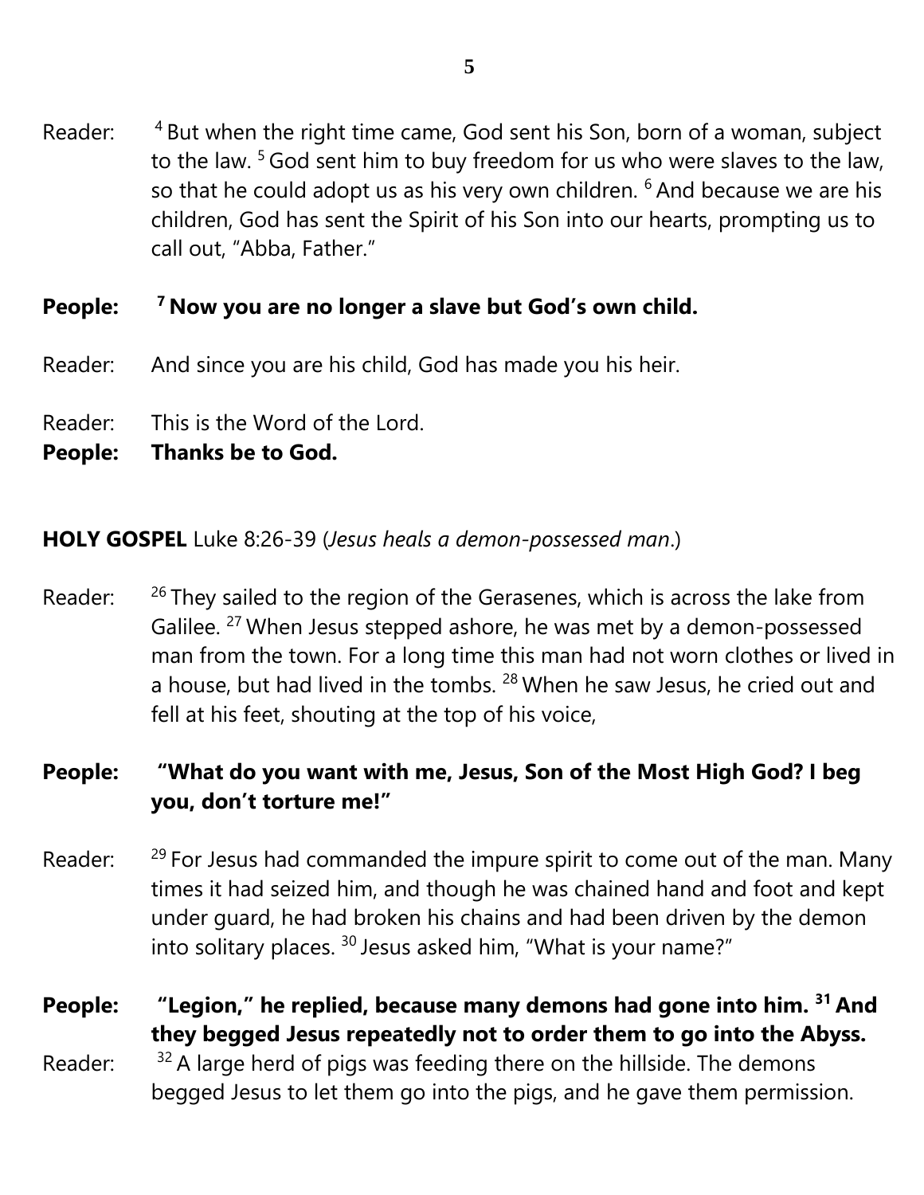Reader: [4] But when the right time came, God sent his Son, born of a woman, subject to the law. [5] God sent him to buy freedom for us who were slaves to the law, so that he could adopt us as his very own children. [6] And because we are his children, God has sent the Spirit of his Son into our hearts, prompting us to call out, "Abba, Father."

**People: [7] Now you are no longer a slave but God's own child.**

Reader: And since you are his child, God has made you his heir.

Reader: This is the Word of the Lord.
**People: Thanks be to God.**

**HOLY GOSPEL** Luke 8:26-39 (*Jesus heals a demon-possessed man*.)

Reader: [26] They sailed to the region of the Gerasenes, which is across the lake from Galilee. [27] When Jesus stepped ashore, he was met by a demon-possessed man from the town. For a long time this man had not worn clothes or lived in a house, but had lived in the tombs. [28] When he saw Jesus, he cried out and fell at his feet, shouting at the top of his voice,

**People: "What do you want with me, Jesus, Son of the Most High God? I beg you, don't torture me!"**

Reader: [29] For Jesus had commanded the impure spirit to come out of the man. Many times it had seized him, and though he was chained hand and foot and kept under guard, he had broken his chains and had been driven by the demon into solitary places. [30] Jesus asked him, "What is your name?"

**People: "Legion," he replied, because many demons had gone into him. [31] And they begged Jesus repeatedly not to order them to go into the Abyss.**

Reader: [32] A large herd of pigs was feeding there on the hillside. The demons begged Jesus to let them go into the pigs, and he gave them permission.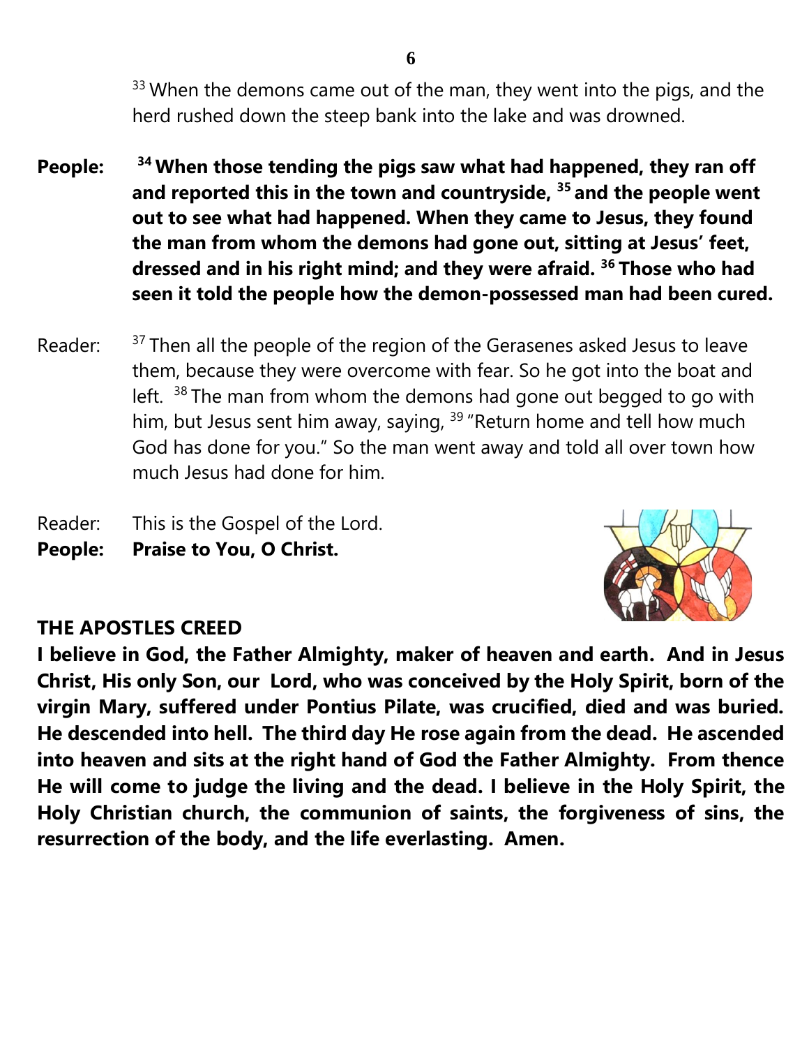[33] When the demons came out of the man, they went into the pigs, and the herd rushed down the steep bank into the lake and was drowned.

**People:** **[34] When those tending the pigs saw what had happened, they ran off and reported this in the town and countryside, [35] and the people went out to see what had happened. When they came to Jesus, they found the man from whom the demons had gone out, sitting at Jesus' feet, dressed and in his right mind; and they were afraid. [36] Those who had seen it told the people how the demon-possessed man had been cured.**

Reader: [37] Then all the people of the region of the Gerasenes asked Jesus to leave them, because they were overcome with fear. So he got into the boat and left. [38] The man from whom the demons had gone out begged to go with him, but Jesus sent him away, saying, [39] "Return home and tell how much God has done for you." So the man went away and told all over town how much Jesus had done for him.

Reader: This is the Gospel of the Lord.
**People: Praise to You, O Christ.**

## THE APOSTLES CREED

**I believe in God, the Father Almighty, maker of heaven and earth. And in Jesus Christ, His only Son, our Lord, who was conceived by the Holy Spirit, born of the virgin Mary, suffered under Pontius Pilate, was crucified, died and was buried. He descended into hell. The third day He rose again from the dead. He ascended into heaven and sits at the right hand of God the Father Almighty. From thence He will come to judge the living and the dead. I believe in the Holy Spirit, the Holy Christian church, the communion of saints, the forgiveness of sins, the resurrection of the body, and the life everlasting. Amen.**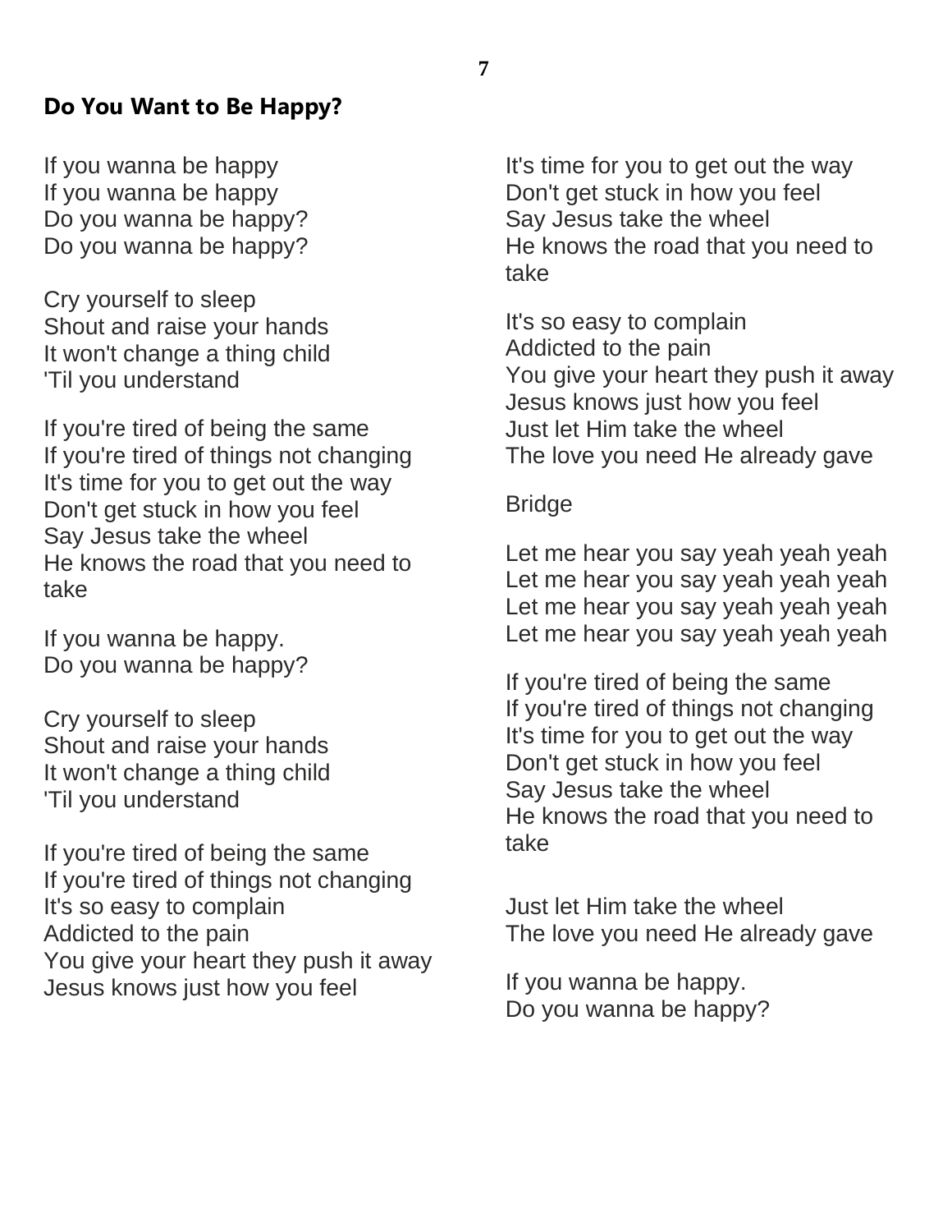## Do You Want to Be Happy?

If you wanna be happy
If you wanna be happy
Do you wanna be happy?
Do you wanna be happy?

Cry yourself to sleep
Shout and raise your hands
It won't change a thing child
'Til you understand

If you're tired of being the same
If you're tired of things not changing
It's time for you to get out the way
Don't get stuck in how you feel
Say Jesus take the wheel
He knows the road that you need to take

If you wanna be happy.
Do you wanna be happy?

Cry yourself to sleep
Shout and raise your hands
It won't change a thing child
'Til you understand

If you're tired of being the same
If you're tired of things not changing
It's so easy to complain
Addicted to the pain
You give your heart they push it away
Jesus knows just how you feel

It's time for you to get out the way
Don't get stuck in how you feel
Say Jesus take the wheel
He knows the road that you need to take

It's so easy to complain
Addicted to the pain
You give your heart they push it away
Jesus knows just how you feel
Just let Him take the wheel
The love you need He already gave

Bridge

Let me hear you say yeah yeah yeah
Let me hear you say yeah yeah yeah
Let me hear you say yeah yeah yeah
Let me hear you say yeah yeah yeah

If you're tired of being the same
If you're tired of things not changing
It's time for you to get out the way
Don't get stuck in how you feel
Say Jesus take the wheel
He knows the road that you need to take

Just let Him take the wheel
The love you need He already gave

If you wanna be happy.
Do you wanna be happy?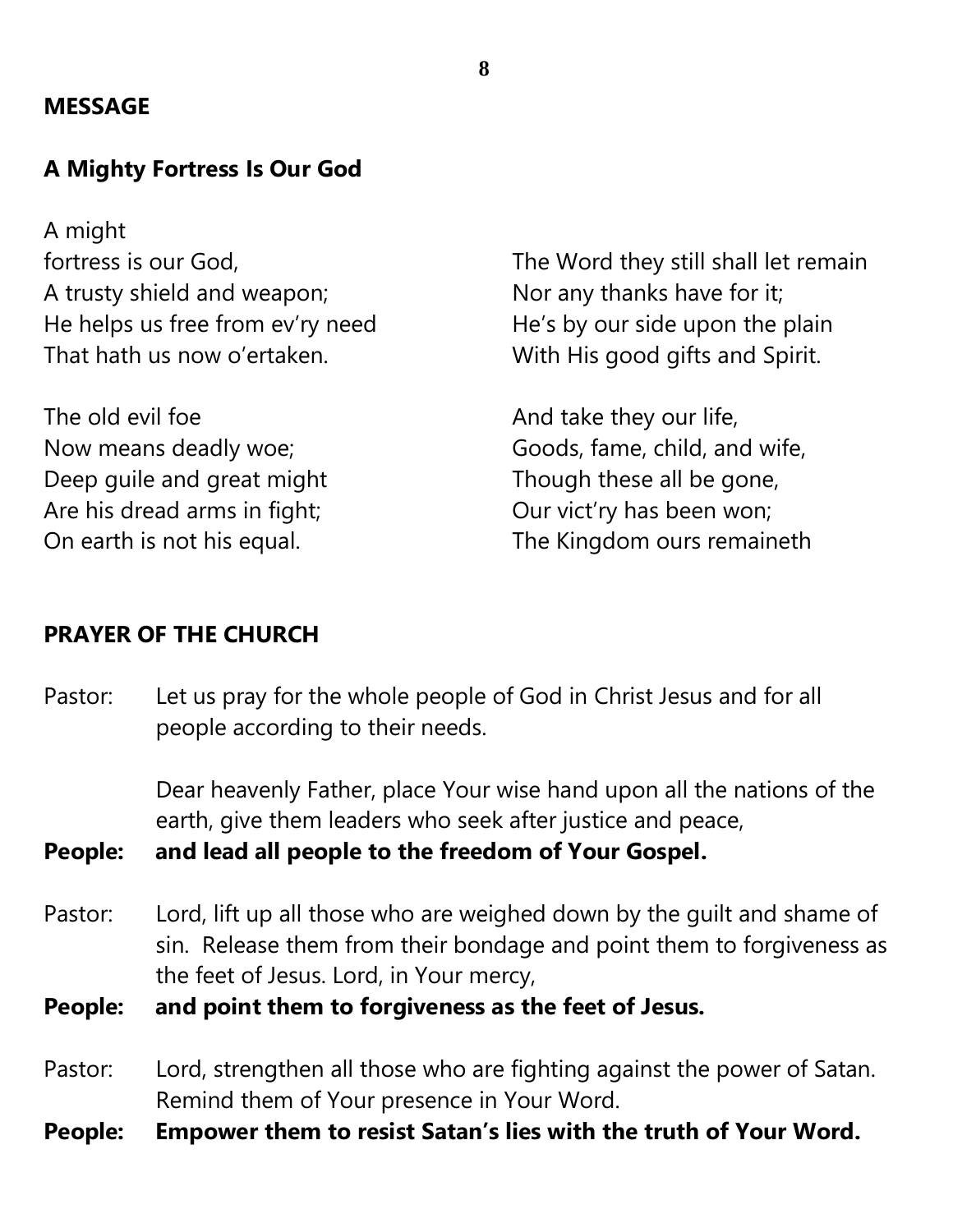**MESSAGE**

**A Mighty Fortress Is Our God**

A might
fortress is our God,
A trusty shield and weapon;
He helps us free from ev'ry need
That hath us now o'ertaken.

The old evil foe
Now means deadly woe;
Deep guile and great might
Are his dread arms in fight;
On earth is not his equal.

The Word they still shall let remain
Nor any thanks have for it;
He's by our side upon the plain
With His good gifts and Spirit.

And take they our life,
Goods, fame, child, and wife,
Though these all be gone,
Our vict'ry has been won;
The Kingdom ours remaineth

**PRAYER OF THE CHURCH**

Pastor: Let us pray for the whole people of God in Christ Jesus and for all people according to their needs.

Dear heavenly Father, place Your wise hand upon all the nations of the earth, give them leaders who seek after justice and peace,

**People: and lead all people to the freedom of Your Gospel.**

Pastor: Lord, lift up all those who are weighed down by the guilt and shame of sin. Release them from their bondage and point them to forgiveness as the feet of Jesus. Lord, in Your mercy,

**People: and point them to forgiveness as the feet of Jesus.**

Pastor: Lord, strengthen all those who are fighting against the power of Satan. Remind them of Your presence in Your Word.

**People: Empower them to resist Satan's lies with the truth of Your Word.**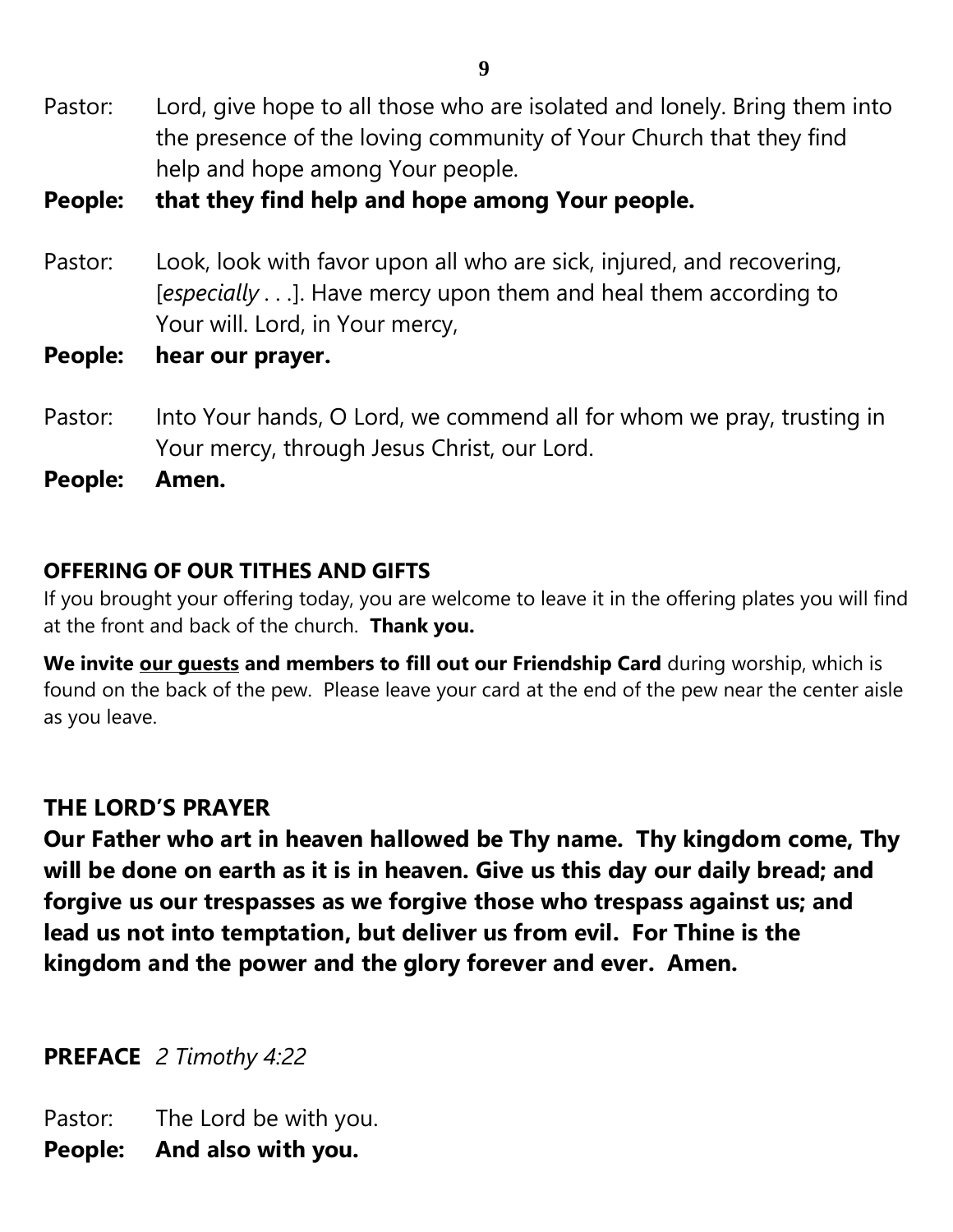Pastor: Lord, give hope to all those who are isolated and lonely. Bring them into the presence of the loving community of Your Church that they find help and hope among Your people.

**People: that they find help and hope among Your people.**

Pastor: Look, look with favor upon all who are sick, injured, and recovering, [*especially* . . .]. Have mercy upon them and heal them according to Your will. Lord, in Your mercy,

**People: hear our prayer.**

Pastor: Into Your hands, O Lord, we commend all for whom we pray, trusting in Your mercy, through Jesus Christ, our Lord.

**People: Amen.**

**OFFERING OF OUR TITHES AND GIFTS**

If you brought your offering today, you are welcome to leave it in the offering plates you will find at the front and back of the church. **Thank you.**

**We invite <u>our guests</u> and members to fill out our Friendship Card** during worship, which is found on the back of the pew. Please leave your card at the end of the pew near the center aisle as you leave.

**THE LORD'S PRAYER**

**Our Father who art in heaven hallowed be Thy name. Thy kingdom come, Thy will be done on earth as it is in heaven. Give us this day our daily bread; and forgive us our trespasses as we forgive those who trespass against us; and lead us not into temptation, but deliver us from evil. For Thine is the kingdom and the power and the glory forever and ever. Amen.**

**PREFACE** *2 Timothy 4:22*

Pastor: The Lord be with you.

**People: And also with you.**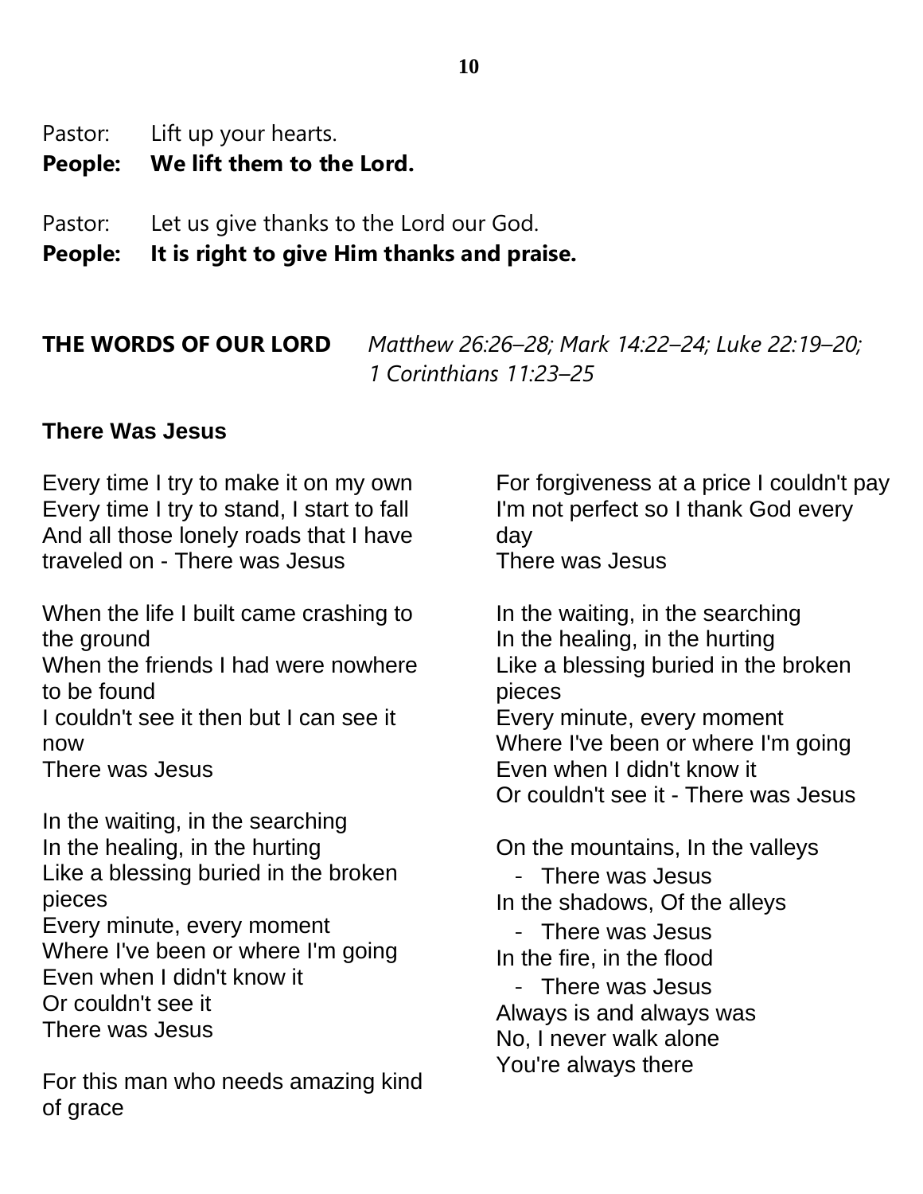Pastor: Lift up your hearts.
**People: We lift them to the Lord.**

Pastor: Let us give thanks to the Lord our God.
**People: It is right to give Him thanks and praise.**

**THE WORDS OF OUR LORD** *Matthew 26:26–28; Mark 14:22–24; Luke 22:19–20; 1 Corinthians 11:23–25*

**There Was Jesus**

Every time I try to make it on my own
Every time I try to stand, I start to fall
And all those lonely roads that I have traveled on - There was Jesus

When the life I built came crashing to the ground
When the friends I had were nowhere to be found
I couldn't see it then but I can see it now
There was Jesus

In the waiting, in the searching
In the healing, in the hurting
Like a blessing buried in the broken pieces
Every minute, every moment
Where I've been or where I'm going
Even when I didn't know it
Or couldn't see it
There was Jesus

For this man who needs amazing kind of grace
For forgiveness at a price I couldn't pay
I'm not perfect so I thank God every day
There was Jesus

In the waiting, in the searching
In the healing, in the hurting
Like a blessing buried in the broken pieces
Every minute, every moment
Where I've been or where I'm going
Even when I didn't know it
Or couldn't see it - There was Jesus

On the mountains, In the valleys
- There was Jesus

In the shadows, Of the alleys
- There was Jesus

In the fire, in the flood
- There was Jesus

Always is and always was
No, I never walk alone
You're always there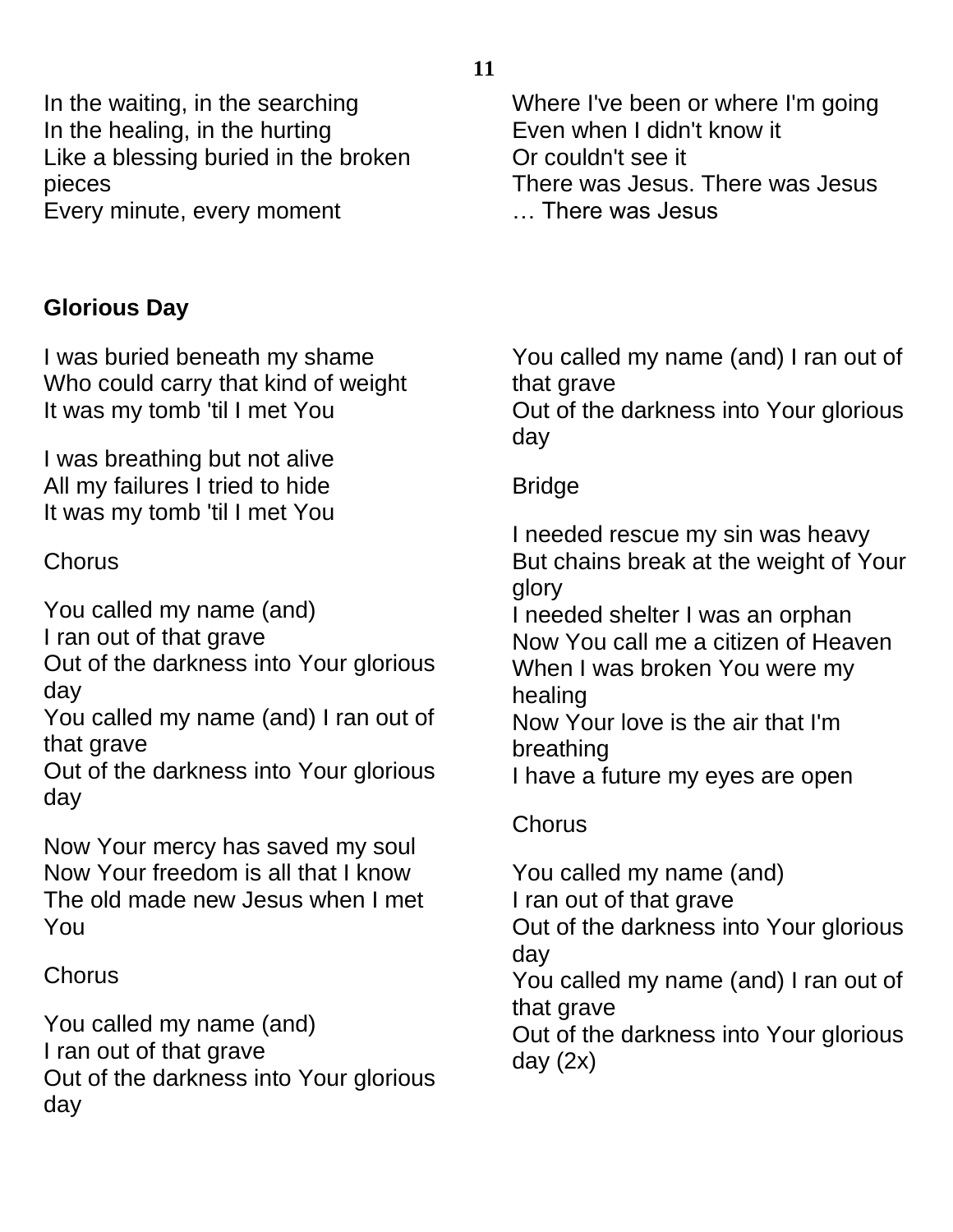In the waiting, in the searching
In the healing, in the hurting
Like a blessing buried in the broken pieces
Every minute, every moment
Where I've been or where I'm going
Even when I didn't know it
Or couldn't see it
There was Jesus. There was Jesus
… There was Jesus

**Glorious Day**

I was buried beneath my shame
Who could carry that kind of weight
It was my tomb 'til I met You

I was breathing but not alive
All my failures I tried to hide
It was my tomb 'til I met You

Chorus

You called my name (and)
I ran out of that grave
Out of the darkness into Your glorious day
You called my name (and) I ran out of that grave
Out of the darkness into Your glorious day

Now Your mercy has saved my soul
Now Your freedom is all that I know
The old made new Jesus when I met You

Chorus

You called my name (and)
I ran out of that grave
Out of the darkness into Your glorious day
You called my name (and) I ran out of that grave
Out of the darkness into Your glorious day

Bridge

I needed rescue my sin was heavy
But chains break at the weight of Your glory
I needed shelter I was an orphan
Now You call me a citizen of Heaven
When I was broken You were my healing
Now Your love is the air that I'm breathing
I have a future my eyes are open

Chorus

You called my name (and)
I ran out of that grave
Out of the darkness into Your glorious day
You called my name (and) I ran out of that grave
Out of the darkness into Your glorious day (2x)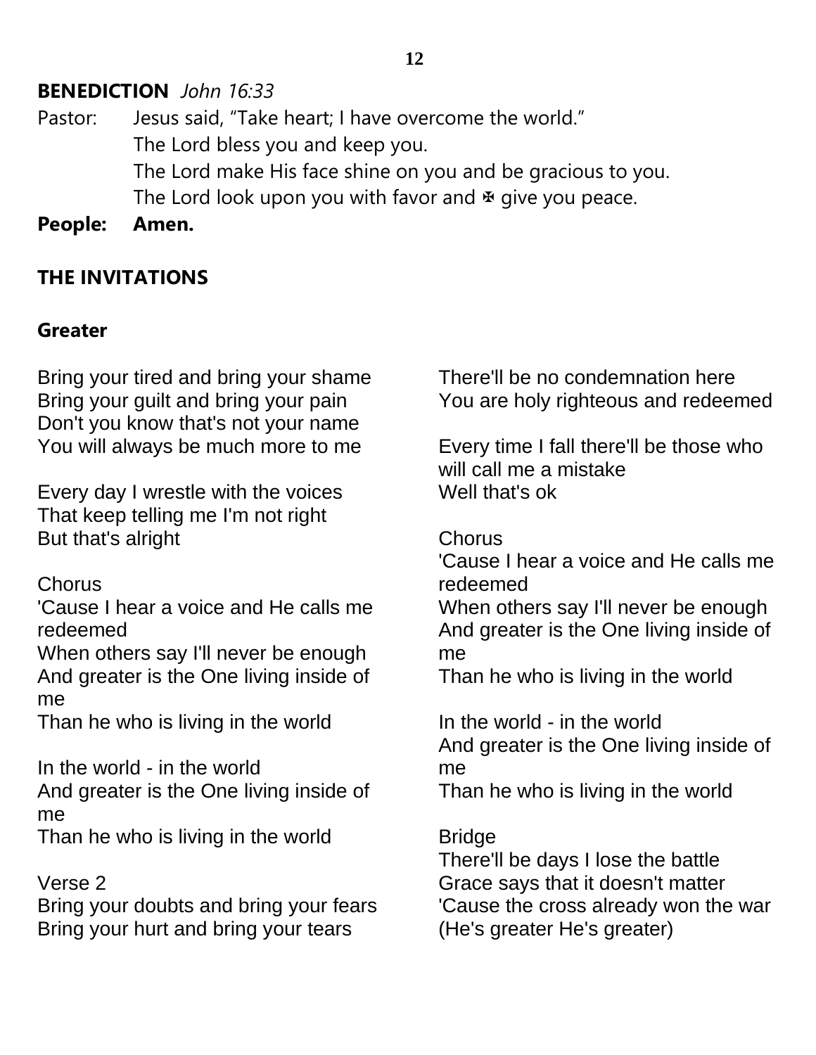## BENEDICTION *John 16:33*

Pastor: Jesus said, "Take heart; I have overcome the world."
The Lord bless you and keep you.
The Lord make His face shine on you and be gracious to you.
The Lord look upon you with favor and ✠ give you peace.

**People: Amen.**

## THE INVITATIONS

### Greater

Bring your tired and bring your shame
Bring your guilt and bring your pain
Don't you know that's not your name
You will always be much more to me

Every day I wrestle with the voices
That keep telling me I'm not right
But that's alright

Chorus
'Cause I hear a voice and He calls me redeemed
When others say I'll never be enough
And greater is the One living inside of me
Than he who is living in the world

In the world - in the world
And greater is the One living inside of me
Than he who is living in the world

Verse 2
Bring your doubts and bring your fears
Bring your hurt and bring your tears
There'll be no condemnation here
You are holy righteous and redeemed

Every time I fall there'll be those who will call me a mistake
Well that's ok

Chorus
'Cause I hear a voice and He calls me redeemed
When others say I'll never be enough
And greater is the One living inside of me
Than he who is living in the world

In the world - in the world
And greater is the One living inside of me
Than he who is living in the world

Bridge
There'll be days I lose the battle
Grace says that it doesn't matter
'Cause the cross already won the war
(He's greater He's greater)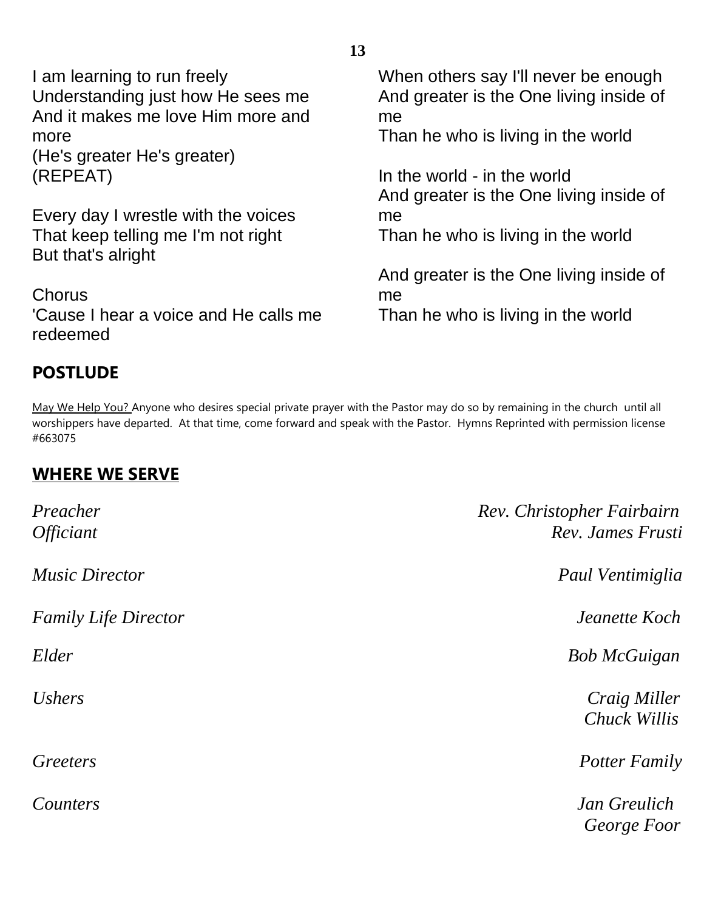I am learning to run freely
Understanding just how He sees me
And it makes me love Him more and more
(He's greater He's greater)
(REPEAT)

Every day I wrestle with the voices
That keep telling me I'm not right
But that's alright

Chorus
'Cause I hear a voice and He calls me redeemed
When others say I'll never be enough
And greater is the One living inside of me
Than he who is living in the world

In the world - in the world
And greater is the One living inside of me
Than he who is living in the world

And greater is the One living inside of me
Than he who is living in the world

## POSTLUDE

May We Help You? Anyone who desires special private prayer with the Pastor may do so by remaining in the church until all worshippers have departed. At that time, come forward and speak with the Pastor. Hymns Reprinted with permission license #663075

## WHERE WE SERVE

| | |
|---|---|
| *Preacher* | *Rev. Christopher Fairbairn* |
| *Officiant* | *Rev. James Frusti* |
| *Music Director* | *Paul Ventimiglia* |
| *Family Life Director* | *Jeanette Koch* |
| *Elder* | *Bob McGuigan* |
| *Ushers* | *Craig Miller*<br>*Chuck Willis* |
| *Greeters* | *Potter Family* |
| *Counters* | *Jan Greulich*<br>*George Foor* |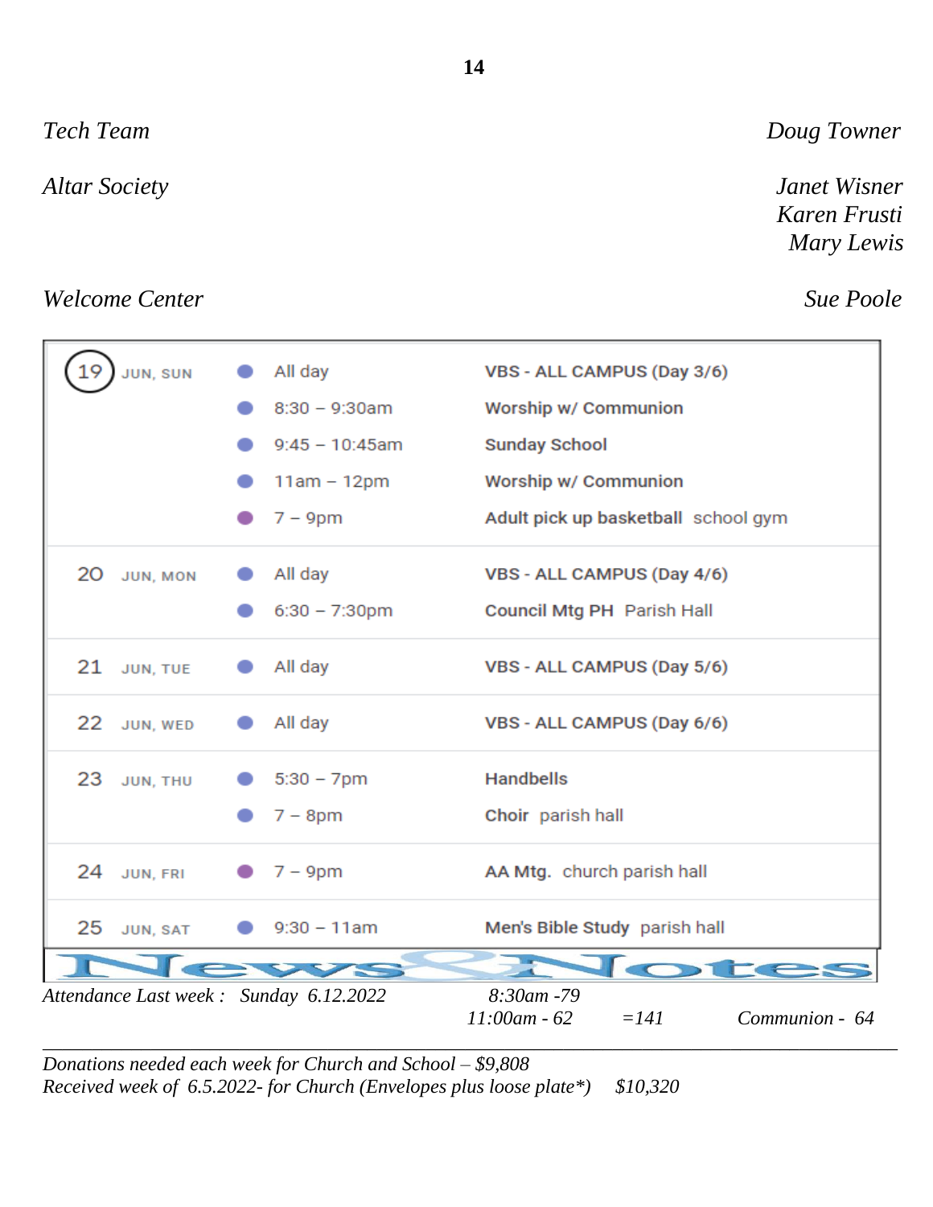*Tech Team* — *Doug Towner*

*Altar Society* — *Janet Wisner*, *Karen Frusti*, *Mary Lewis*

*Welcome Center* — *Sue Poole*

| Date | Time | Event |
|---|---|---|
| 19 JUN, SUN | All day | VBS - ALL CAMPUS (Day 3/6) |
| | 8:30 – 9:30am | Worship w/ Communion |
| | 9:45 – 10:45am | Sunday School |
| | 11am – 12pm | Worship w/ Communion |
| | 7 – 9pm | Adult pick up basketball school gym |
| 20 JUN, MON | All day | VBS - ALL CAMPUS (Day 4/6) |
| | 6:30 – 7:30pm | Council Mtg PH Parish Hall |
| 21 JUN, TUE | All day | VBS - ALL CAMPUS (Day 5/6) |
| 22 JUN, WED | All day | VBS - ALL CAMPUS (Day 6/6) |
| 23 JUN, THU | 5:30 – 7pm | Handbells |
| | 7 – 8pm | Choir parish hall |
| 24 JUN, FRI | 7 – 9pm | AA Mtg. church parish hall |
| 25 JUN, SAT | 9:30 – 11am | Men's Bible Study parish hall |

# News & Notes

*Attendance Last week : Sunday 6.12.2022* — *8:30am -79*, *11:00am - 62* *=141* *Communion - 64*

---

*Donations needed each week for Church and School – $9,808*
*Received week of 6.5.2022- for Church (Envelopes plus loose plate*) $10,320*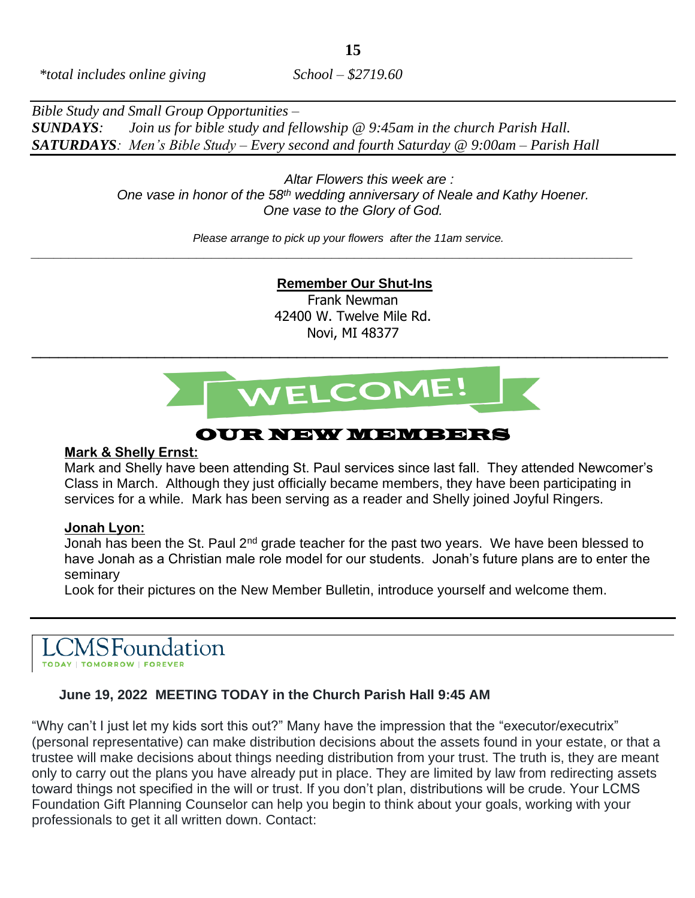*\*total includes online giving* *School – $2719.60*

*Bible Study and Small Group Opportunities –*
***SUNDAYS**: Join us for bible study and fellowship @ 9:45am in the church Parish Hall.*
***SATURDAYS**: Men's Bible Study – Every second and fourth Saturday @ 9:00am – Parish Hall*

*Altar Flowers this week are :*
*One vase in honor of the 58th wedding anniversary of Neale and Kathy Hoener.*
*One vase to the Glory of God.*

*Please arrange to pick up your flowers after the 11am service.*

---

**Remember Our Shut-Ins**

Frank Newman
42400 W. Twelve Mile Rd.
Novi, MI 48377

---

# WELCOME!

## OUR NEW MEMBERS

**Mark & Shelly Ernst:**

Mark and Shelly have been attending St. Paul services since last fall. They attended Newcomer's Class in March. Although they just officially became members, they have been participating in services for a while. Mark has been serving as a reader and Shelly joined Joyful Ringers.

**Jonah Lyon:**

Jonah has been the St. Paul 2nd grade teacher for the past two years. We have been blessed to have Jonah as a Christian male role model for our students. Jonah's future plans are to enter the seminary

Look for their pictures on the New Member Bulletin, introduce yourself and welcome them.

---

LCMSFoundation
TODAY | TOMORROW | FOREVER

**June 19, 2022 MEETING TODAY in the Church Parish Hall 9:45 AM**

"Why can't I just let my kids sort this out?" Many have the impression that the "executor/executrix" (personal representative) can make distribution decisions about the assets found in your estate, or that a trustee will make decisions about things needing distribution from your trust. The truth is, they are meant only to carry out the plans you have already put in place. They are limited by law from redirecting assets toward things not specified in the will or trust. If you don't plan, distributions will be crude. Your LCMS Foundation Gift Planning Counselor can help you begin to think about your goals, working with your professionals to get it all written down. Contact: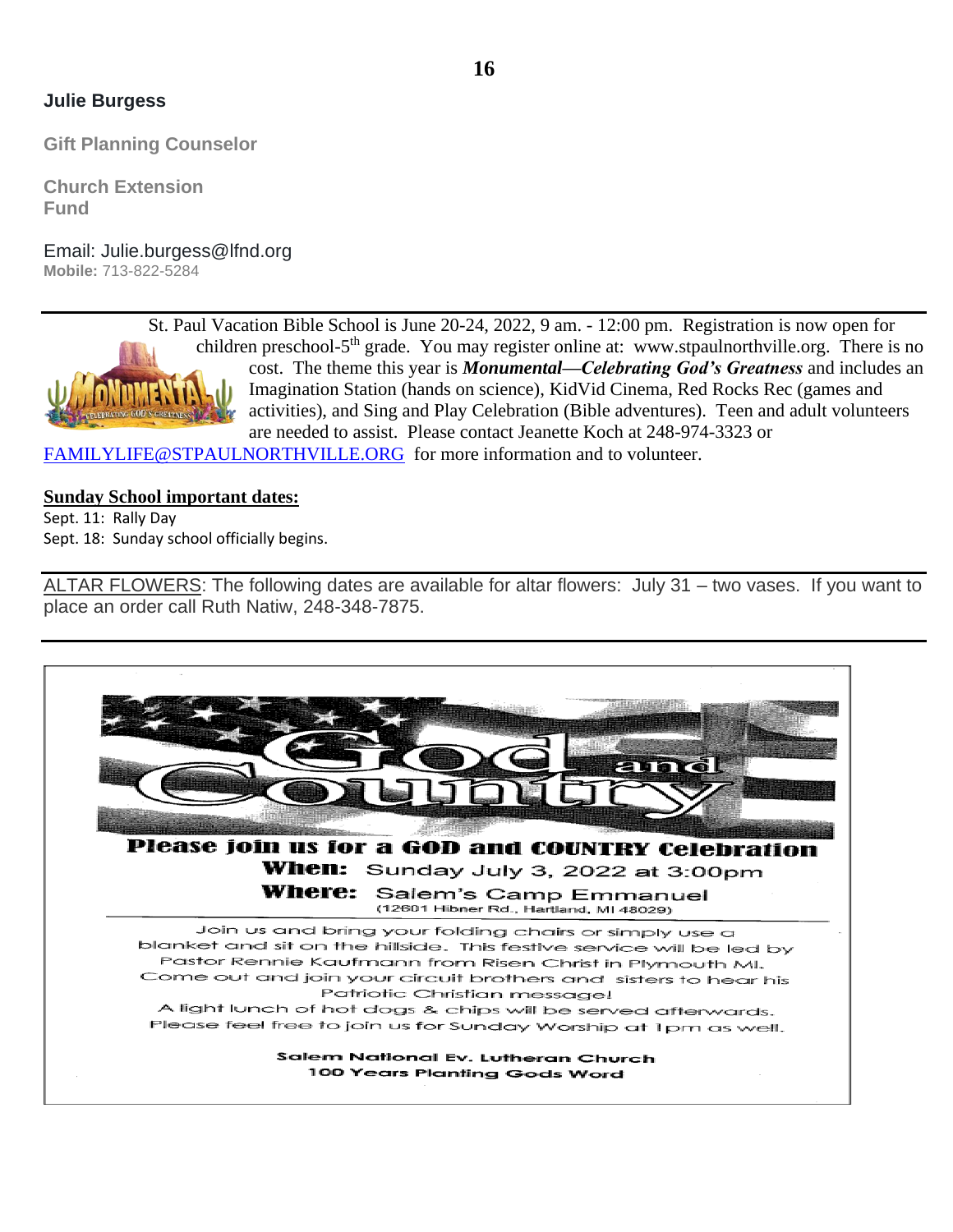**Julie Burgess**

**Gift Planning Counselor**

**Church Extension Fund**

Email: Julie.burgess@lfnd.org
**Mobile:** 713-822-5284

---

St. Paul Vacation Bible School is June 20-24, 2022, 9 am. - 12:00 pm. Registration is now open for children preschool-5th grade. You may register online at: www.stpaulnorthville.org. There is no cost. The theme this year is ***Monumental—Celebrating God's Greatness*** and includes an Imagination Station (hands on science), KidVid Cinema, Red Rocks Rec (games and activities), and Sing and Play Celebration (Bible adventures). Teen and adult volunteers are needed to assist. Please contact Jeanette Koch at 248-974-3323 or FAMILYLIFE@STPAULNORTHVILLE.ORG for more information and to volunteer.

**Sunday School important dates:**

Sept. 11: Rally Day
Sept. 18: Sunday school officially begins.

---

ALTAR FLOWERS: The following dates are available for altar flowers: July 31 – two vases. If you want to place an order call Ruth Natiw, 248-348-7875.

---

# God and Country

**Please join us for a GOD and COUNTRY Celebration**

**When:** Sunday July 3, 2022 at 3:00pm

**Where:** Salem's Camp Emmanuel
(12601 Hibner Rd., Hartland, MI 48029)

Join us and bring your folding chairs or simply use a blanket and sit on the hillside. This festive service will be led by Pastor Rennie Kaufmann from Risen Christ in Plymouth MI. Come out and join your circuit brothers and sisters to hear his Patriotic Christian message!
A light lunch of hot dogs & chips will be served afterwards.
Please feel free to join us for Sunday Worship at 1pm as well.

**Salem National Ev. Lutheran Church**
**100 Years Planting Gods Word**